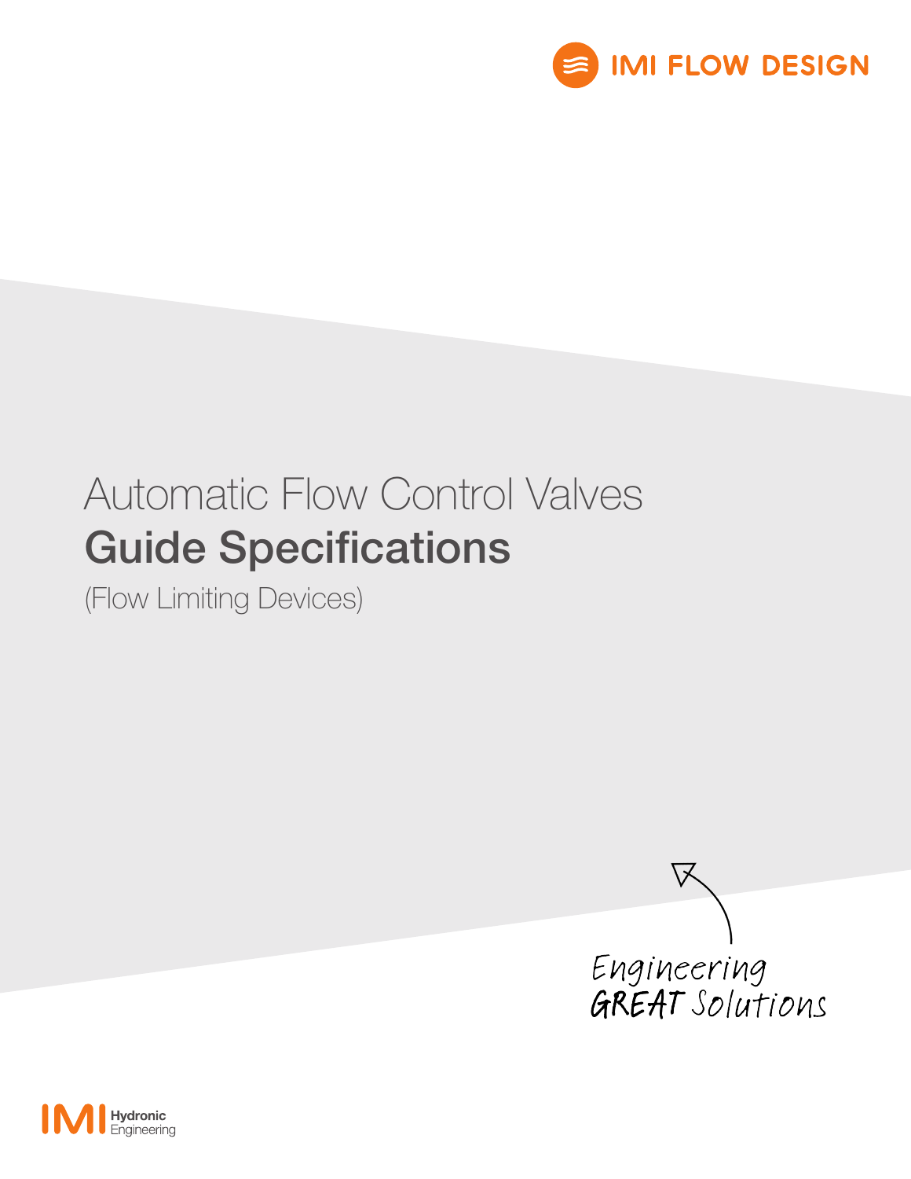IMI FLOW DESIGN

# Automatic Flow Control Valves
## Guide Specifications
(Flow Limiting Devices)

Engineering GREAT Solutions

IMI Hydronic Engineering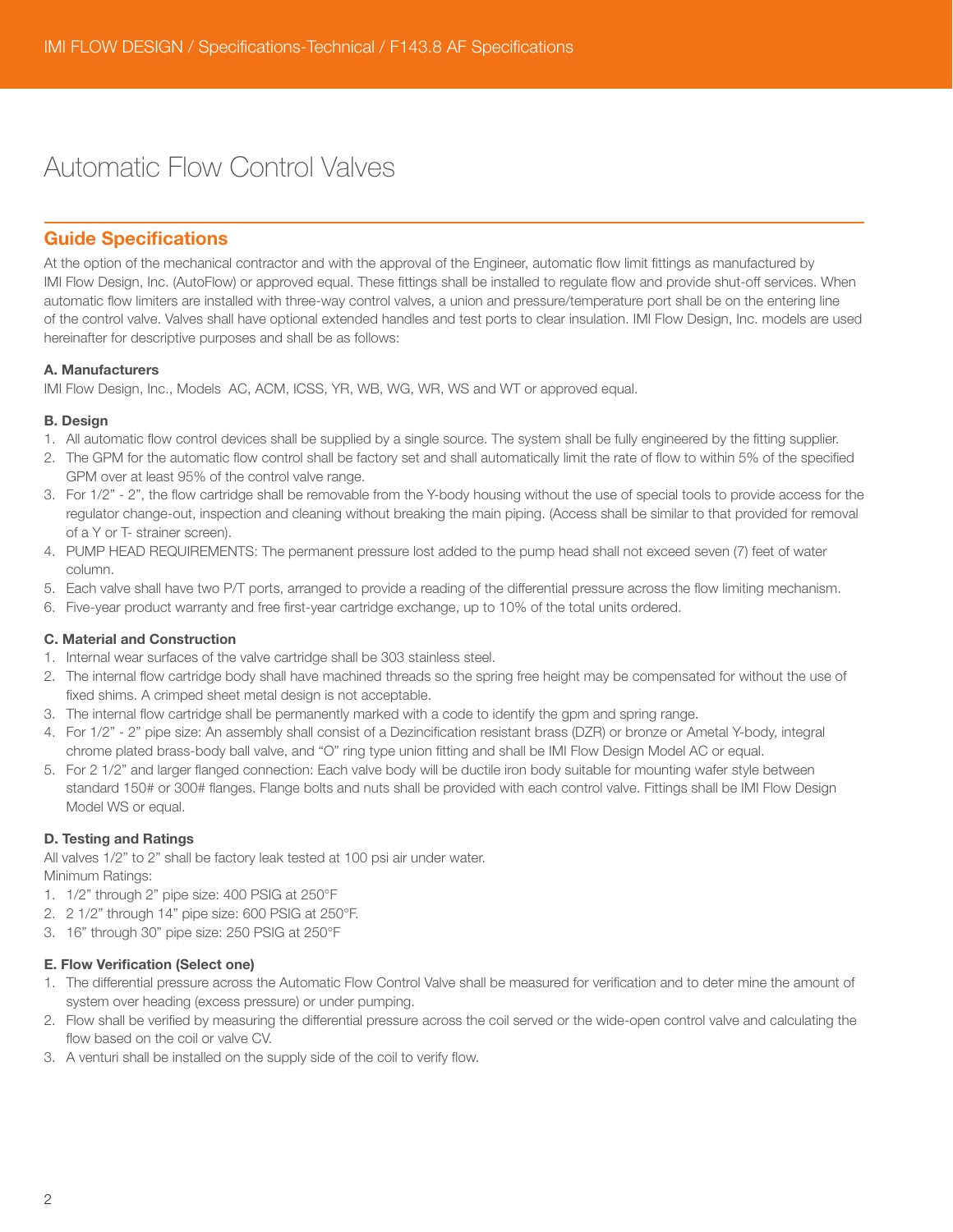# Automatic Flow Control Valves

## Guide Specifications

At the option of the mechanical contractor and with the approval of the Engineer, automatic flow limit fittings as manufactured by IMI Flow Design, Inc. (AutoFlow) or approved equal. These fittings shall be installed to regulate flow and provide shut-off services. When automatic flow limiters are installed with three-way control valves, a union and pressure/temperature port shall be on the entering line of the control valve. Valves shall have optional extended handles and test ports to clear insulation. IMI Flow Design, Inc. models are used hereinafter for descriptive purposes and shall be as follows:

**A. Manufacturers**

IMI Flow Design, Inc., Models AC, ACM, ICSS, YR, WB, WG, WR, WS and WT or approved equal.

**B. Design**

1. All automatic flow control devices shall be supplied by a single source. The system shall be fully engineered by the fitting supplier.
2. The GPM for the automatic flow control shall be factory set and shall automatically limit the rate of flow to within 5% of the specified GPM over at least 95% of the control valve range.
3. For 1/2" - 2", the flow cartridge shall be removable from the Y-body housing without the use of special tools to provide access for the regulator change-out, inspection and cleaning without breaking the main piping. (Access shall be similar to that provided for removal of a Y or T- strainer screen).
4. PUMP HEAD REQUIREMENTS: The permanent pressure lost added to the pump head shall not exceed seven (7) feet of water column.
5. Each valve shall have two P/T ports, arranged to provide a reading of the differential pressure across the flow limiting mechanism.
6. Five-year product warranty and free first-year cartridge exchange, up to 10% of the total units ordered.

**C. Material and Construction**

1. Internal wear surfaces of the valve cartridge shall be 303 stainless steel.
2. The internal flow cartridge body shall have machined threads so the spring free height may be compensated for without the use of fixed shims. A crimped sheet metal design is not acceptable.
3. The internal flow cartridge shall be permanently marked with a code to identify the gpm and spring range.
4. For 1/2" - 2" pipe size: An assembly shall consist of a Dezincification resistant brass (DZR) or bronze or Ametal Y-body, integral chrome plated brass-body ball valve, and "O" ring type union fitting and shall be IMI Flow Design Model AC or equal.
5. For 2 1/2" and larger flanged connection: Each valve body will be ductile iron body suitable for mounting wafer style between standard 150# or 300# flanges. Flange bolts and nuts shall be provided with each control valve. Fittings shall be IMI Flow Design Model WS or equal.

**D. Testing and Ratings**

All valves 1/2" to 2" shall be factory leak tested at 100 psi air under water.
Minimum Ratings:

1. 1/2" through 2" pipe size: 400 PSIG at 250°F
2. 2 1/2" through 14" pipe size: 600 PSIG at 250°F.
3. 16" through 30" pipe size: 250 PSIG at 250°F

**E. Flow Verification (Select one)**

1. The differential pressure across the Automatic Flow Control Valve shall be measured for verification and to deter mine the amount of system over heading (excess pressure) or under pumping.
2. Flow shall be verified by measuring the differential pressure across the coil served or the wide-open control valve and calculating the flow based on the coil or valve CV.
3. A venturi shall be installed on the supply side of the coil to verify flow.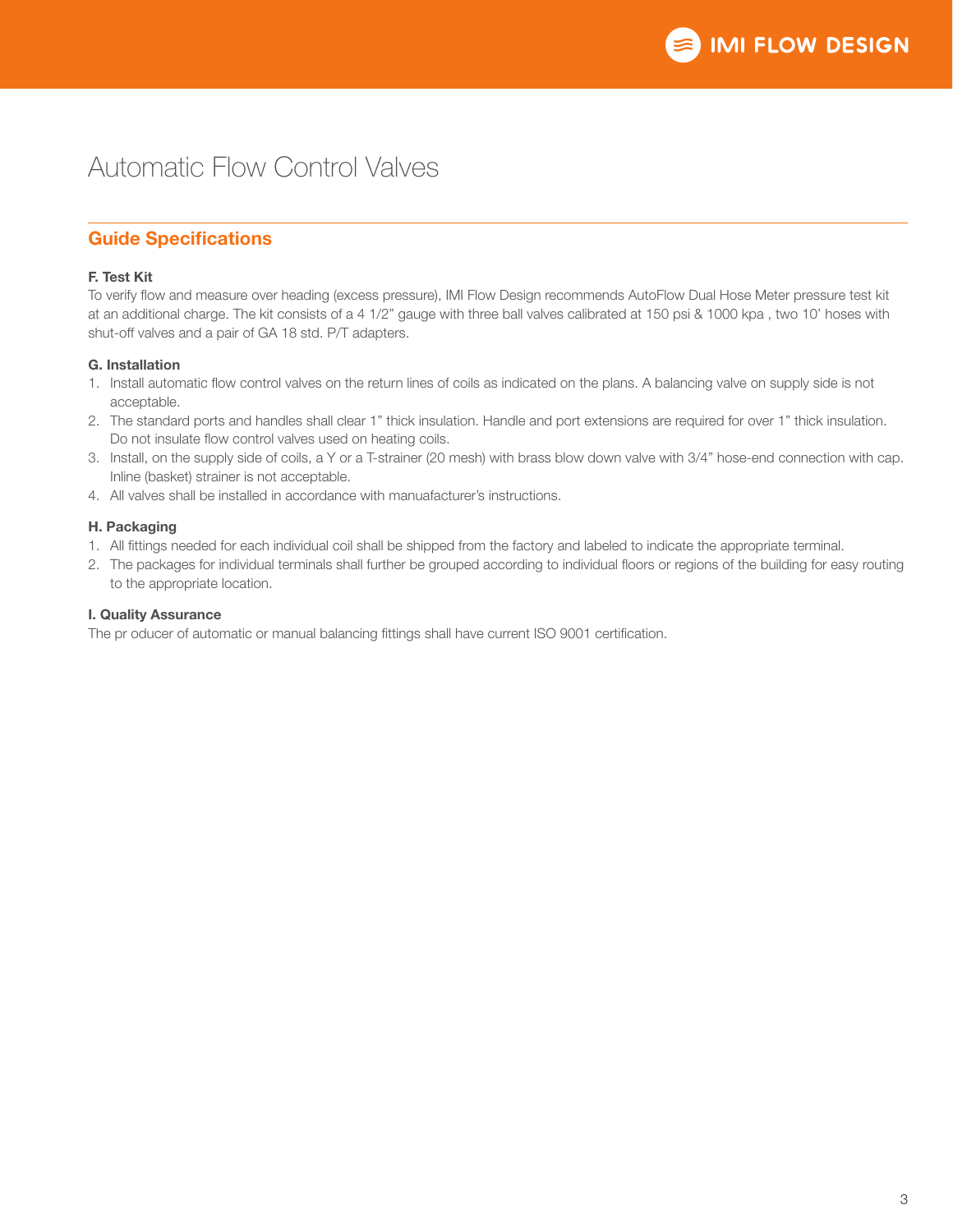# Automatic Flow Control Valves

## Guide Specifications

**F. Test Kit**

To verify flow and measure over heading (excess pressure), IMI Flow Design recommends AutoFlow Dual Hose Meter pressure test kit at an additional charge. The kit consists of a 4 1/2" gauge with three ball valves calibrated at 150 psi & 1000 kpa , two 10' hoses with shut-off valves and a pair of GA 18 std. P/T adapters.

**G. Installation**

1. Install automatic flow control valves on the return lines of coils as indicated on the plans. A balancing valve on supply side is not acceptable.
2. The standard ports and handles shall clear 1" thick insulation. Handle and port extensions are required for over 1" thick insulation. Do not insulate flow control valves used on heating coils.
3. Install, on the supply side of coils, a Y or a T-strainer (20 mesh) with brass blow down valve with 3/4" hose-end connection with cap. Inline (basket) strainer is not acceptable.
4. All valves shall be installed in accordance with manuafacturer's instructions.

**H. Packaging**

1. All fittings needed for each individual coil shall be shipped from the factory and labeled to indicate the appropriate terminal.
2. The packages for individual terminals shall further be grouped according to individual floors or regions of the building for easy routing to the appropriate location.

**I. Quality Assurance**

The pr oducer of automatic or manual balancing fittings shall have current ISO 9001 certification.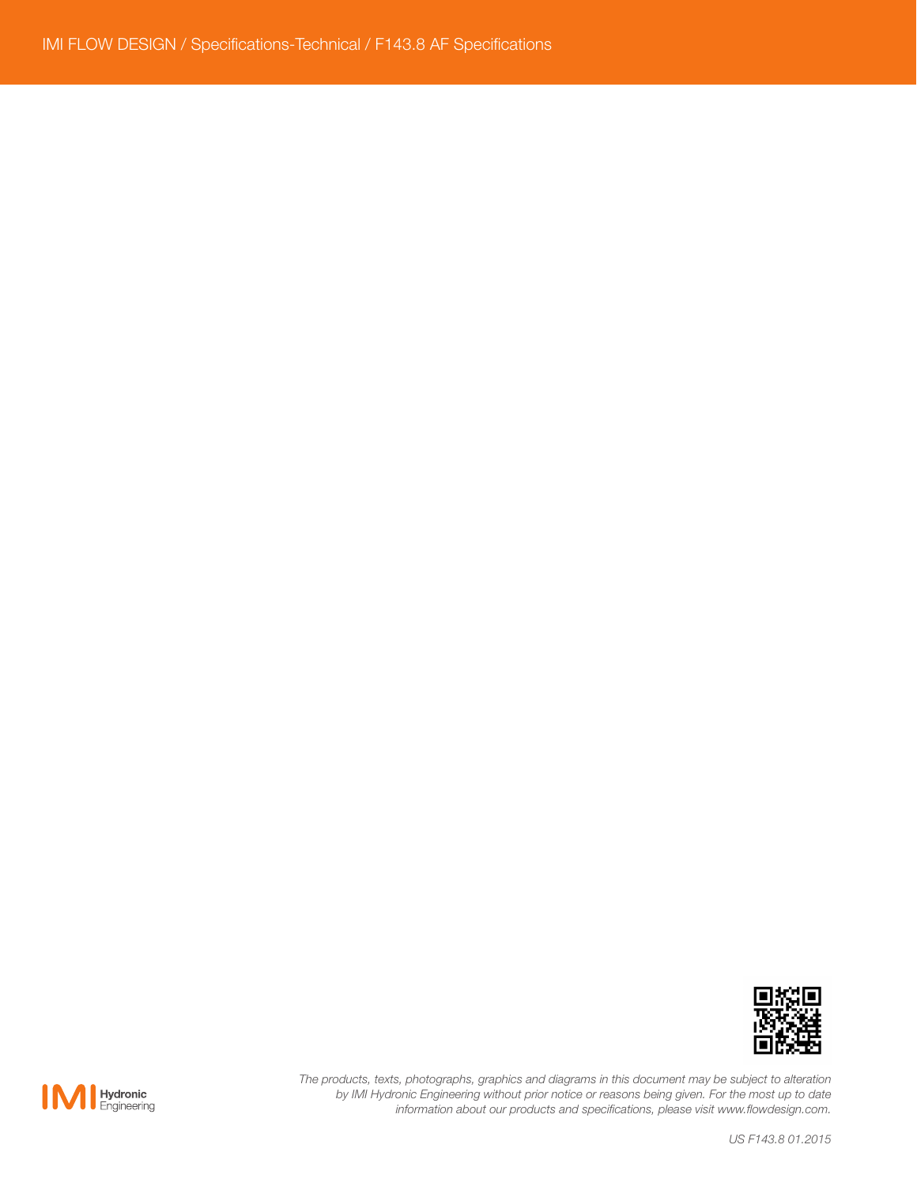*The products, texts, photographs, graphics and diagrams in this document may be subject to alteration by IMI Hydronic Engineering without prior notice or reasons being given. For the most up to date information about our products and specifications, please visit www.flowdesign.com.*

*US F143.8 01.2015*